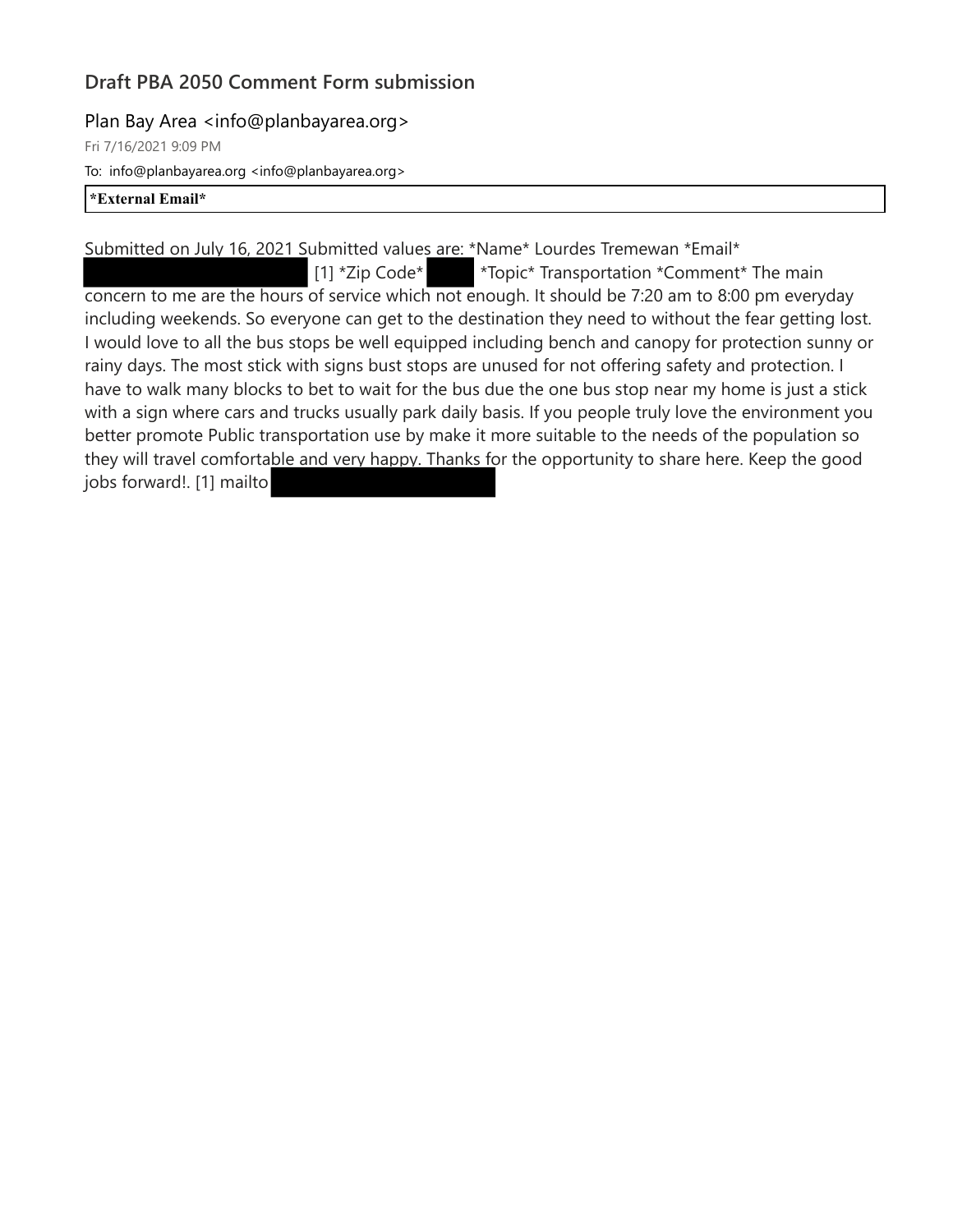## Draft PBA 2050 Comment Form submission

Plan Bay Area <info@planbayarea.org>

Fri 7/16/2021 9:09 PM

To: info@planbayarea.org <info@planbayarea.org>

| *External Email* |
|---|

Submitted on July 16, 2021 Submitted values are: *Name* Lourdes Tremewan *Email* [REDACTED] [1] *Zip Code* [REDACTED] *Topic* Transportation *Comment* The main concern to me are the hours of service which not enough. It should be 7:20 am to 8:00 pm everyday including weekends. So everyone can get to the destination they need to without the fear getting lost. I would love to all the bus stops be well equipped including bench and canopy for protection sunny or rainy days. The most stick with signs bust stops are unused for not offering safety and protection. I have to walk many blocks to bet to wait for the bus due the one bus stop near my home is just a stick with a sign where cars and trucks usually park daily basis. If you people truly love the environment you better promote Public transportation use by make it more suitable to the needs of the population so they will travel comfortable and very happy. Thanks for the opportunity to share here. Keep the good jobs forward!. [1] mailto [REDACTED]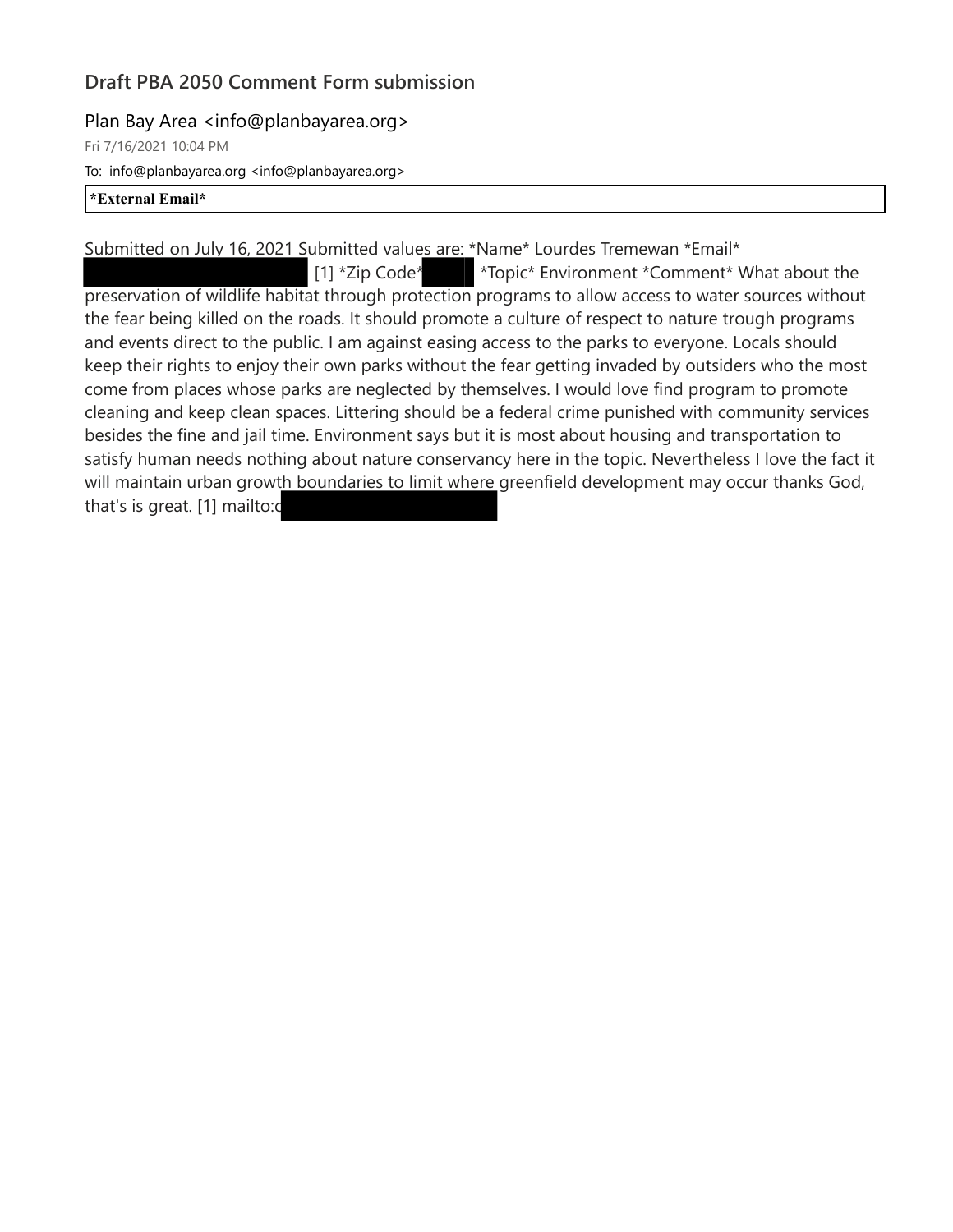## Draft PBA 2050 Comment Form submission

Plan Bay Area <info@planbayarea.org>

Fri 7/16/2021 10:04 PM

To: info@planbayarea.org <info@planbayarea.org>

**\*External Email\***

Submitted on July 16, 2021 Submitted values are: *Name* Lourdes Tremewan *Email* [1] *Zip Code* *Topic* Environment *Comment* What about the preservation of wildlife habitat through protection programs to allow access to water sources without the fear being killed on the roads. It should promote a culture of respect to nature trough programs and events direct to the public. I am against easing access to the parks to everyone. Locals should keep their rights to enjoy their own parks without the fear getting invaded by outsiders who the most come from places whose parks are neglected by themselves. I would love find program to promote cleaning and keep clean spaces. Littering should be a federal crime punished with community services besides the fine and jail time. Environment says but it is most about housing and transportation to satisfy human needs nothing about nature conservancy here in the topic. Nevertheless I love the fact it will maintain urban growth boundaries to limit where greenfield development may occur thanks God, that's is great. [1] mailto: